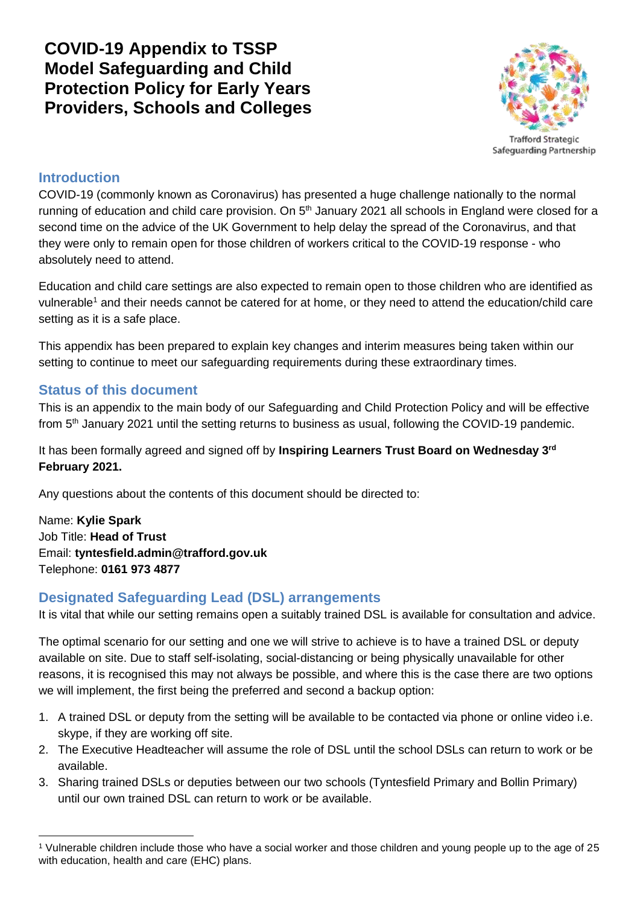# COVID-19 Appendix to TSSP Model Safeguarding and Child Protection Policy for Early Years Providers, Schools and Colleges

Trafford Strategic Safeguarding Partnership

## Introduction

COVID-19 (commonly known as Coronavirus) has presented a huge challenge nationally to the normal running of education and child care provision. On 5th January 2021 all schools in England were closed for a second time on the advice of the UK Government to help delay the spread of the Coronavirus, and that they were only to remain open for those children of workers critical to the COVID-19 response - who absolutely need to attend.

Education and child care settings are also expected to remain open to those children who are identified as vulnerable[1] and their needs cannot be catered for at home, or they need to attend the education/child care setting as it is a safe place.

This appendix has been prepared to explain key changes and interim measures being taken within our setting to continue to meet our safeguarding requirements during these extraordinary times.

## Status of this document

This is an appendix to the main body of our Safeguarding and Child Protection Policy and will be effective from 5th January 2021 until the setting returns to business as usual, following the COVID-19 pandemic.

It has been formally agreed and signed off by **Inspiring Learners Trust Board on Wednesday 3rd February 2021.**

Any questions about the contents of this document should be directed to:

Name: **Kylie Spark**
Job Title: **Head of Trust**
Email: **tyntesfield.admin@trafford.gov.uk**
Telephone: **0161 973 4877**

## Designated Safeguarding Lead (DSL) arrangements

It is vital that while our setting remains open a suitably trained DSL is available for consultation and advice.

The optimal scenario for our setting and one we will strive to achieve is to have a trained DSL or deputy available on site. Due to staff self-isolating, social-distancing or being physically unavailable for other reasons, it is recognised this may not always be possible, and where this is the case there are two options we will implement, the first being the preferred and second a backup option:

1. A trained DSL or deputy from the setting will be available to be contacted via phone or online video i.e. skype, if they are working off site.
2. The Executive Headteacher will assume the role of DSL until the school DSLs can return to work or be available.
3. Sharing trained DSLs or deputies between our two schools (Tyntesfield Primary and Bollin Primary) until our own trained DSL can return to work or be available.

[1] Vulnerable children include those who have a social worker and those children and young people up to the age of 25 with education, health and care (EHC) plans.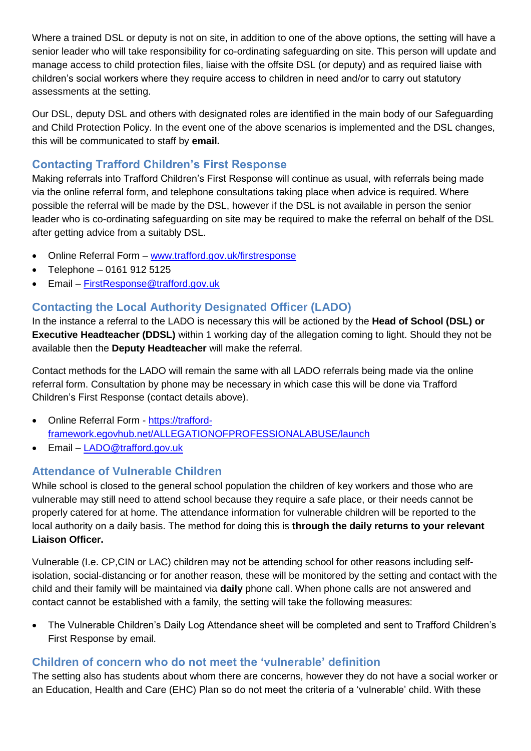Where a trained DSL or deputy is not on site, in addition to one of the above options, the setting will have a senior leader who will take responsibility for co-ordinating safeguarding on site. This person will update and manage access to child protection files, liaise with the offsite DSL (or deputy) and as required liaise with children's social workers where they require access to children in need and/or to carry out statutory assessments at the setting.

Our DSL, deputy DSL and others with designated roles are identified in the main body of our Safeguarding and Child Protection Policy. In the event one of the above scenarios is implemented and the DSL changes, this will be communicated to staff by **email.**

## Contacting Trafford Children's First Response

Making referrals into Trafford Children's First Response will continue as usual, with referrals being made via the online referral form, and telephone consultations taking place when advice is required. Where possible the referral will be made by the DSL, however if the DSL is not available in person the senior leader who is co-ordinating safeguarding on site may be required to make the referral on behalf of the DSL after getting advice from a suitably DSL.

- Online Referral Form – www.trafford.gov.uk/firstresponse
- Telephone – 0161 912 5125
- Email – FirstResponse@trafford.gov.uk

## Contacting the Local Authority Designated Officer (LADO)

In the instance a referral to the LADO is necessary this will be actioned by the **Head of School (DSL) or Executive Headteacher (DDSL)** within 1 working day of the allegation coming to light. Should they not be available then the **Deputy Headteacher** will make the referral.

Contact methods for the LADO will remain the same with all LADO referrals being made via the online referral form. Consultation by phone may be necessary in which case this will be done via Trafford Children's First Response (contact details above).

- Online Referral Form - https://trafford-framework.egovhub.net/ALLEGATIONOFPROFESSIONALABUSE/launch
- Email – LADO@trafford.gov.uk

## Attendance of Vulnerable Children

While school is closed to the general school population the children of key workers and those who are vulnerable may still need to attend school because they require a safe place, or their needs cannot be properly catered for at home. The attendance information for vulnerable children will be reported to the local authority on a daily basis. The method for doing this is **through the daily returns to your relevant Liaison Officer.**

Vulnerable (I.e. CP,CIN or LAC) children may not be attending school for other reasons including self-isolation, social-distancing or for another reason, these will be monitored by the setting and contact with the child and their family will be maintained via **daily** phone call. When phone calls are not answered and contact cannot be established with a family, the setting will take the following measures:

- The Vulnerable Children's Daily Log Attendance sheet will be completed and sent to Trafford Children's First Response by email.

## Children of concern who do not meet the 'vulnerable' definition

The setting also has students about whom there are concerns, however they do not have a social worker or an Education, Health and Care (EHC) Plan so do not meet the criteria of a 'vulnerable' child. With these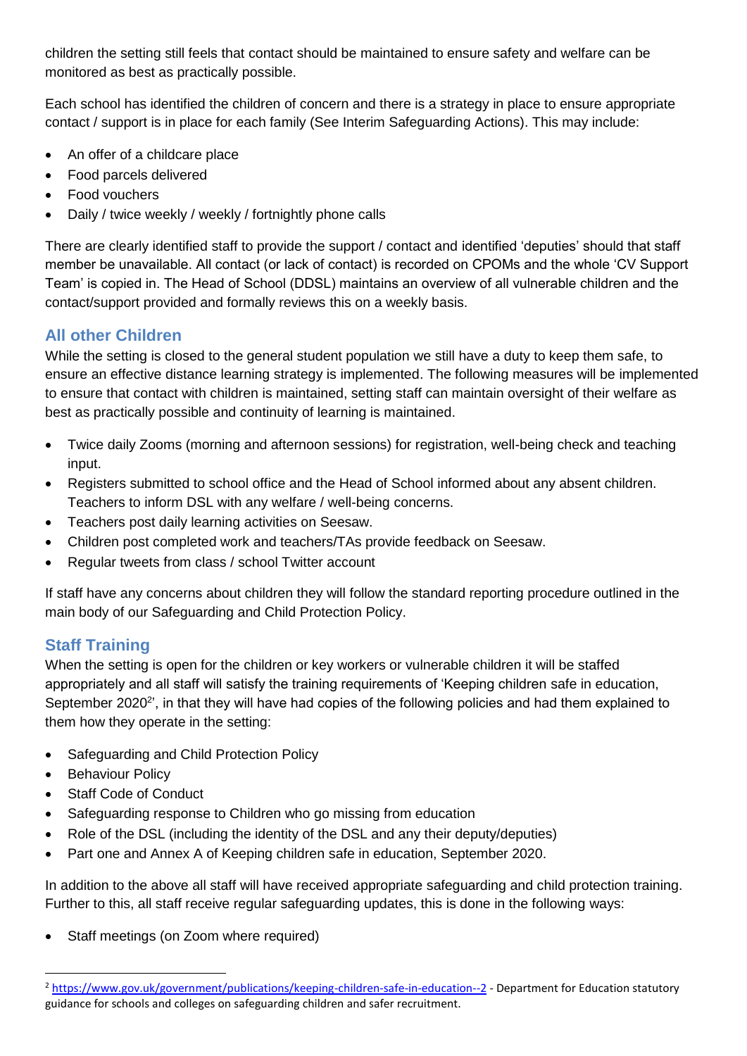children the setting still feels that contact should be maintained to ensure safety and welfare can be monitored as best as practically possible.

Each school has identified the children of concern and there is a strategy in place to ensure appropriate contact / support is in place for each family (See Interim Safeguarding Actions). This may include:

- An offer of a childcare place
- Food parcels delivered
- Food vouchers
- Daily / twice weekly / weekly / fortnightly phone calls

There are clearly identified staff to provide the support / contact and identified 'deputies' should that staff member be unavailable. All contact (or lack of contact) is recorded on CPOMs and the whole 'CV Support Team' is copied in. The Head of School (DDSL) maintains an overview of all vulnerable children and the contact/support provided and formally reviews this on a weekly basis.

## All other Children

While the setting is closed to the general student population we still have a duty to keep them safe, to ensure an effective distance learning strategy is implemented. The following measures will be implemented to ensure that contact with children is maintained, setting staff can maintain oversight of their welfare as best as practically possible and continuity of learning is maintained.

- Twice daily Zooms (morning and afternoon sessions) for registration, well-being check and teaching input.
- Registers submitted to school office and the Head of School informed about any absent children. Teachers to inform DSL with any welfare / well-being concerns.
- Teachers post daily learning activities on Seesaw.
- Children post completed work and teachers/TAs provide feedback on Seesaw.
- Regular tweets from class / school Twitter account

If staff have any concerns about children they will follow the standard reporting procedure outlined in the main body of our Safeguarding and Child Protection Policy.

## Staff Training

When the setting is open for the children or key workers or vulnerable children it will be staffed appropriately and all staff will satisfy the training requirements of 'Keeping children safe in education, September 2020[2]', in that they will have had copies of the following policies and had them explained to them how they operate in the setting:

- Safeguarding and Child Protection Policy
- Behaviour Policy
- Staff Code of Conduct
- Safeguarding response to Children who go missing from education
- Role of the DSL (including the identity of the DSL and any their deputy/deputies)
- Part one and Annex A of Keeping children safe in education, September 2020.

In addition to the above all staff will have received appropriate safeguarding and child protection training. Further to this, all staff receive regular safeguarding updates, this is done in the following ways:

- Staff meetings (on Zoom where required)

[2] https://www.gov.uk/government/publications/keeping-children-safe-in-education--2 - Department for Education statutory guidance for schools and colleges on safeguarding children and safer recruitment.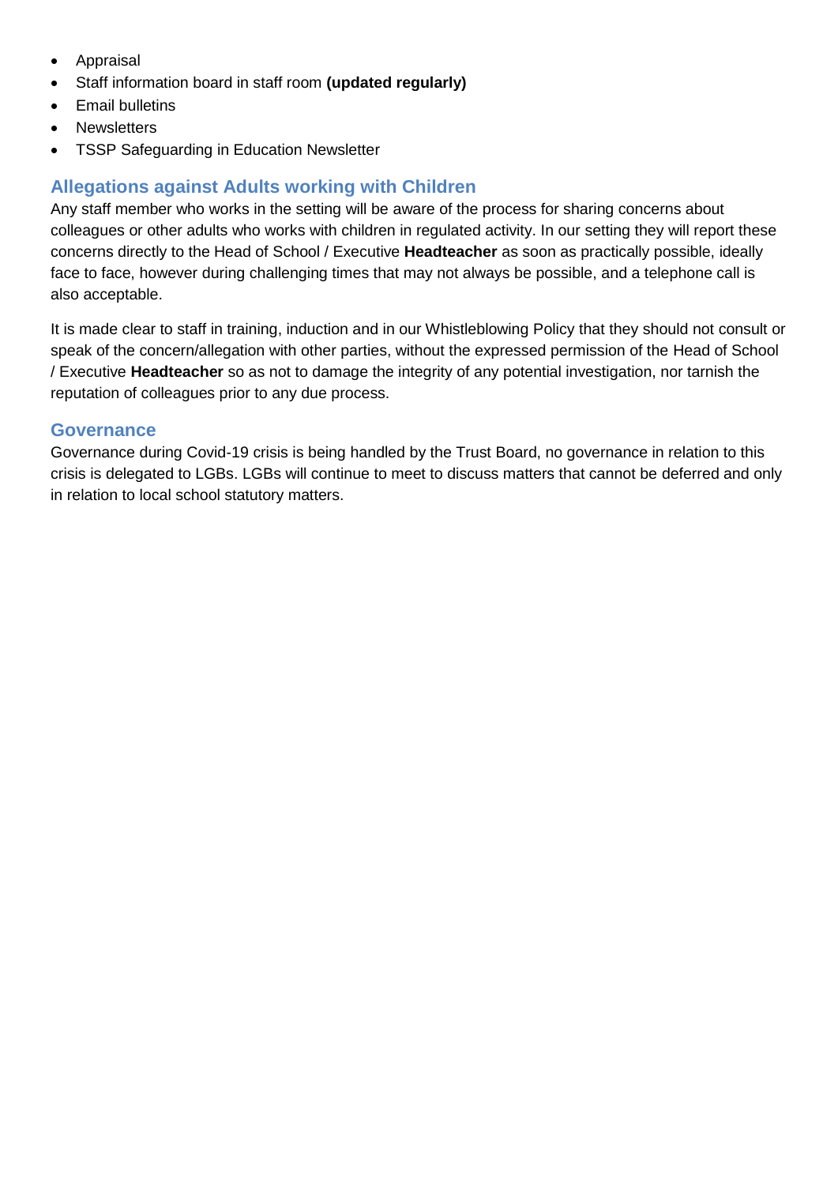- Appraisal
- Staff information board in staff room **(updated regularly)**
- Email bulletins
- Newsletters
- TSSP Safeguarding in Education Newsletter

## Allegations against Adults working with Children

Any staff member who works in the setting will be aware of the process for sharing concerns about colleagues or other adults who works with children in regulated activity. In our setting they will report these concerns directly to the Head of School / Executive **Headteacher** as soon as practically possible, ideally face to face, however during challenging times that may not always be possible, and a telephone call is also acceptable.

It is made clear to staff in training, induction and in our Whistleblowing Policy that they should not consult or speak of the concern/allegation with other parties, without the expressed permission of the Head of School / Executive **Headteacher** so as not to damage the integrity of any potential investigation, nor tarnish the reputation of colleagues prior to any due process.

## Governance

Governance during Covid-19 crisis is being handled by the Trust Board, no governance in relation to this crisis is delegated to LGBs. LGBs will continue to meet to discuss matters that cannot be deferred and only in relation to local school statutory matters.